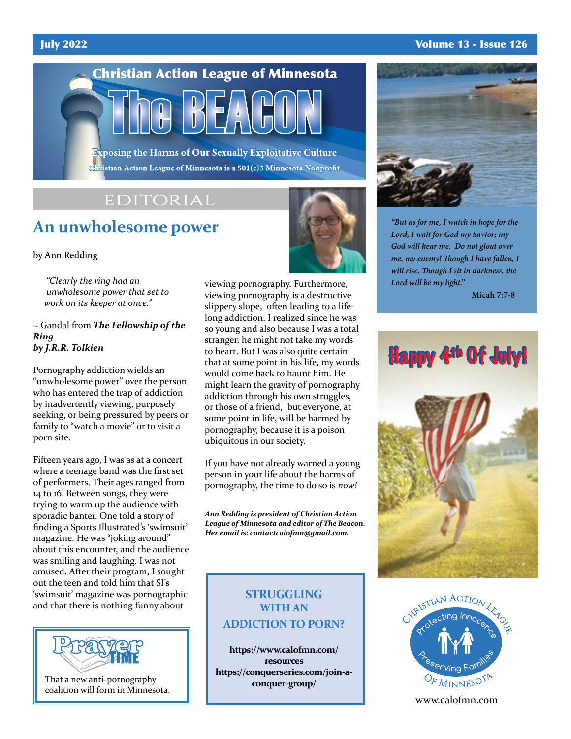# Christian Action League of Minnesota

# The BEACON

**Exposing the Harms of Our Sexually Exploitative Culture**

**Christian Action League of Minnesota is a 501(c)3 Minnesota Nonprofit**

July 2022 — Volume 13 - Issue 126

## EDITORIAL

## An unwholesome power

by Ann Redding

> *"Clearly the ring had an unwholesome power that set to work on its keeper at once."*

~ Gandal from ***The Fellowship of the Ring by J.R.R. Tolkien***

Pornography addiction wields an "unwholesome power" over the person who has entered the trap of addiction by inadvertently viewing, purposely seeking, or being pressured by peers or family to "watch a movie" or to visit a porn site.

Fifteen years ago, I was as at a concert where a teenage band was the first set of performers. Their ages ranged from 14 to 16. Between songs, they were trying to warm up the audience with sporadic banter. One told a story of finding a Sports Illustrated's 'swimsuit' magazine. He was "joking around" about this encounter, and the audience was smiling and laughing. I was not amused. After their program, I sought out the teen and told him that SI's 'swimsuit' magazine was pornographic and that there is nothing funny about viewing pornography. Furthermore, viewing pornography is a destructive slippery slope, often leading to a life-long addiction. I realized since he was so young and also because I was a total stranger, he might not take my words to heart. But I was also quite certain that at some point in his life, my words would come back to haunt him. He might learn the gravity of pornography addiction through his own struggles, or those of a friend, but everyone, at some point in life, will be harmed by pornography, because it is a poison ubiquitous in our society.

If you have not already warned a young person in your life about the harms of pornography, the time to do so is *now!*

***Ann Redding is president of Christian Action League of Minnesota and editor of The Beacon. Her email is: contactcalofmn@gmail.com.***

---

**Prayer TIME**

That a new anti-pornography coalition will form in Minnesota.

---

### STRUGGLING WITH AN ADDICTION TO PORN?

**https://www.calofmn.com/resources**

**https://conquerseries.com/join-a-conquer-group/**

---

*"But as for me, I watch in hope for the Lord, I wait for God my Savior; my God will hear me. Do not gloat over me, my enemy! Though I have fallen, I will rise. Though I sit in darkness, the Lord will be my light."*

**Micah 7:7-8**

---

**Happy 4th Of July!**

---

Christian Action League — Protecting Innocence — Preserving Families — Of Minnesota

www.calofmn.com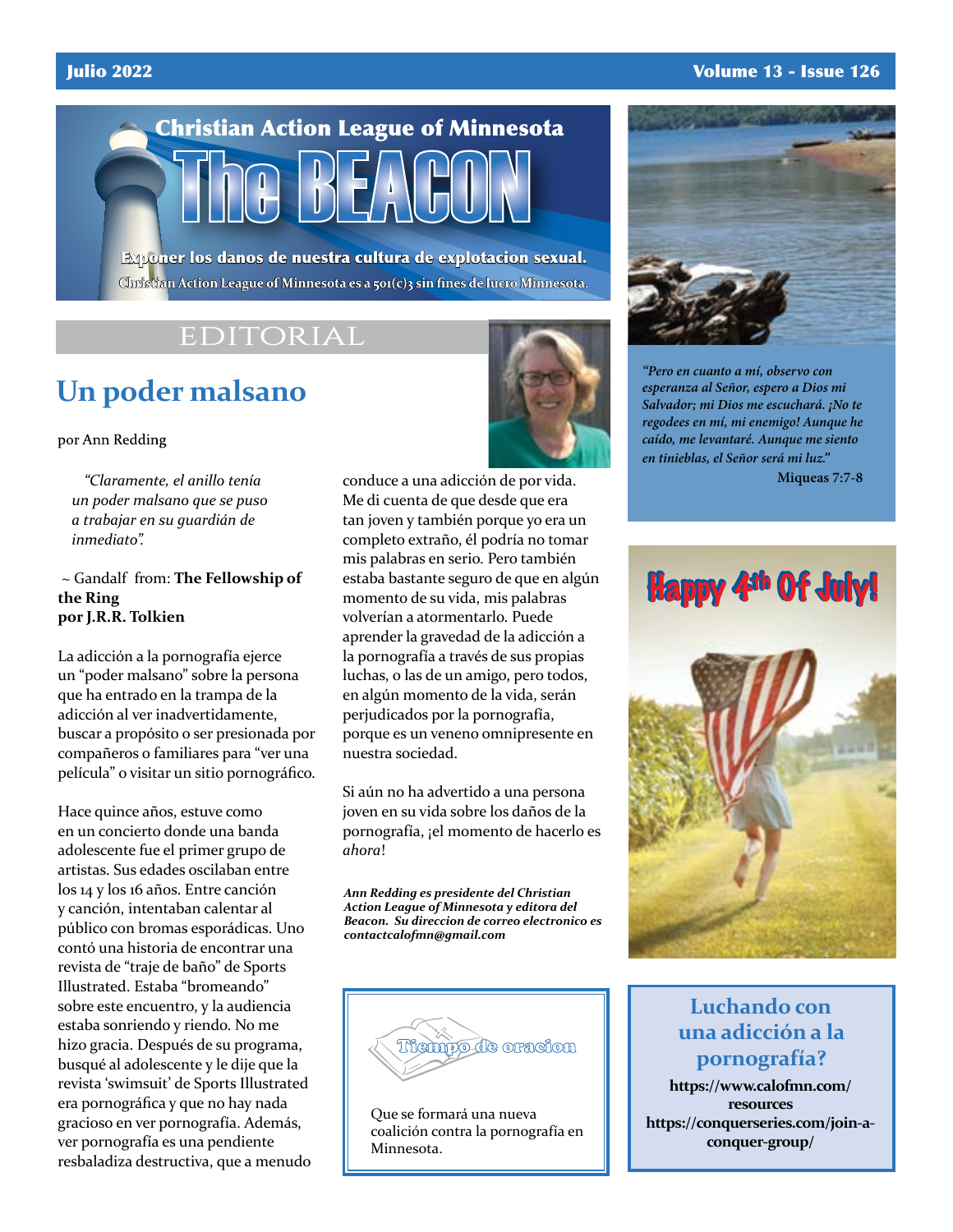Christian Action League of Minnesota

# The BEACON

**Exponer los danos de nuestra cultura de explotacion sexual.**

Christian Action League of Minnesota es a 501(c)3 sin fines de lucro Minnesota.

EDITORIAL

## Un poder malsano

por Ann Redding

*"Claramente, el anillo tenía un poder malsano que se puso a trabajar en su guardián de inmediato".*

~ Gandalf from: **The Fellowship of the Ring por J.R.R. Tolkien**

La adicción a la pornografía ejerce un "poder malsano" sobre la persona que ha entrado en la trampa de la adicción al ver inadvertidamente, buscar a propósito o ser presionada por compañeros o familiares para "ver una película" o visitar un sitio pornográfico.

Hace quince años, estuve como en un concierto donde una banda adolescente fue el primer grupo de artistas. Sus edades oscilaban entre los 14 y los 16 años. Entre canción y canción, intentaban calentar al público con bromas esporádicas. Uno contó una historia de encontrar una revista de "traje de baño" de Sports Illustrated. Estaba "bromeando" sobre este encuentro, y la audiencia estaba sonriendo y riendo. No me hizo gracia. Después de su programa, busqué al adolescente y le dije que la revista 'swimsuit' de Sports Illustrated era pornográfica y que no hay nada gracioso en ver pornografía. Además, ver pornografía es una pendiente resbaladiza destructiva, que a menudo conduce a una adicción de por vida. Me di cuenta de que desde que era tan joven y también porque yo era un completo extraño, él podría no tomar mis palabras en serio. Pero también estaba bastante seguro de que en algún momento de su vida, mis palabras volverían a atormentarlo. Puede aprender la gravedad de la adicción a la pornografía a través de sus propias luchas, o las de un amigo, pero todos, en algún momento de la vida, serán perjudicados por la pornografía, porque es un veneno omnipresente en nuestra sociedad.

Si aún no ha advertido a una persona joven en su vida sobre los daños de la pornografía, ¡el momento de hacerlo es *ahora*!

***Ann Redding es presidente del Christian Action League of Minnesota y editora del Beacon. Su direccion de correo electronico es contactcalofmn@gmail.com***

### Tiempo de oracion

Que se formará una nueva coalición contra la pornografía en Minnesota.

*"Pero en cuanto a mí, observo con esperanza al Señor, espero a Dios mi Salvador; mi Dios me escuchará. ¡No te regodees en mí, mi enemigo! Aunque he caído, me levantaré. Aunque me siento en tinieblas, el Señor será mi luz."*

**Miqueas 7:7-8**

Happy 4th Of July!

### Luchando con una adicción a la pornografía?

**https://www.calofmn.com/resources**

**https://conquerseries.com/join-a-conquer-group/**